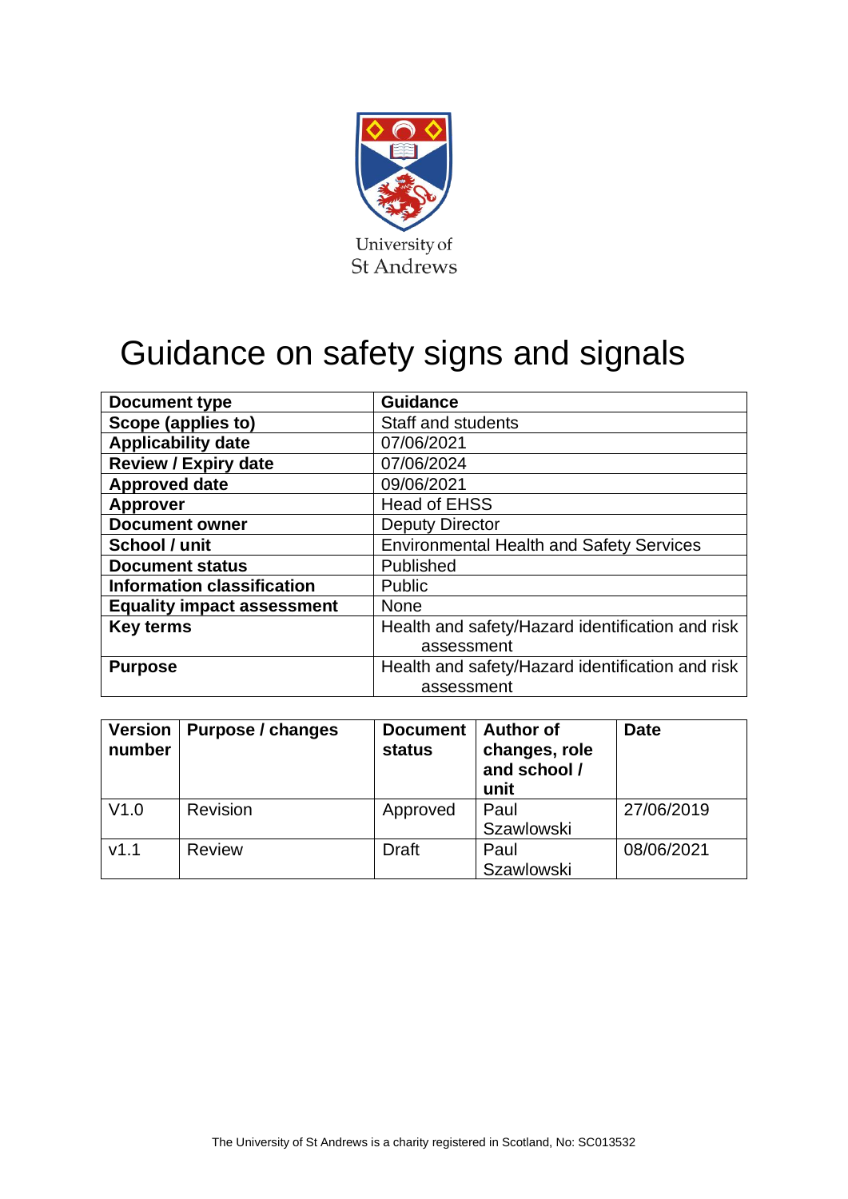University of St Andrews

# Guidance on safety signs and signals

| Document type | Guidance |
|---|---|
| Scope (applies to) | Staff and students |
| Applicability date | 07/06/2021 |
| Review / Expiry date | 07/06/2024 |
| Approved date | 09/06/2021 |
| Approver | Head of EHSS |
| Document owner | Deputy Director |
| School / unit | Environmental Health and Safety Services |
| Document status | Published |
| Information classification | Public |
| Equality impact assessment | None |
| Key terms | Health and safety/Hazard identification and risk assessment |
| Purpose | Health and safety/Hazard identification and risk assessment |

| Version number | Purpose / changes | Document status | Author of changes, role and school / unit | Date |
|---|---|---|---|---|
| V1.0 | Revision | Approved | Paul Szawlowski | 27/06/2019 |
| v1.1 | Review | Draft | Paul Szawlowski | 08/06/2021 |

The University of St Andrews is a charity registered in Scotland, No: SC013532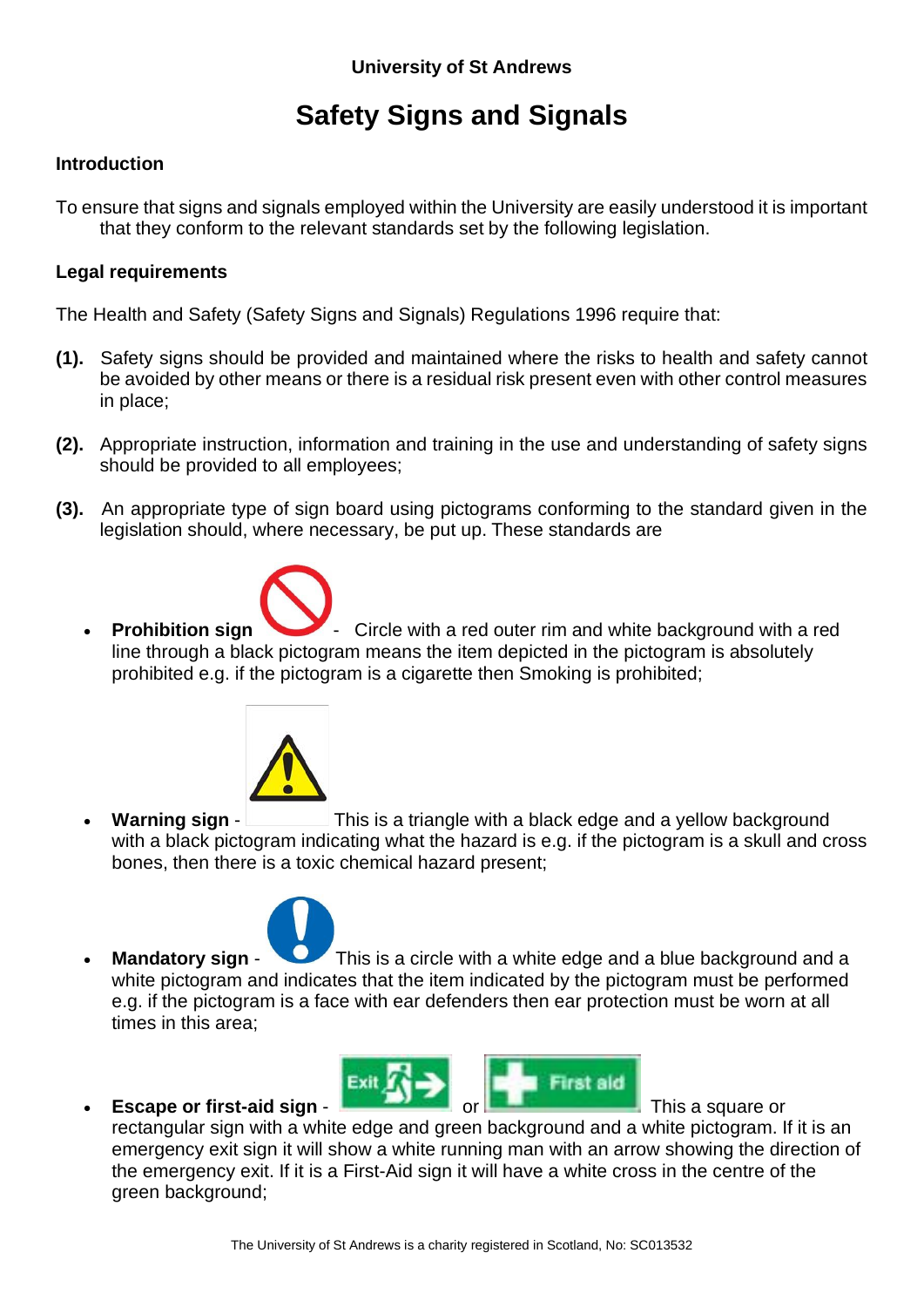**University of St Andrews**

# Safety Signs and Signals

### Introduction

To ensure that signs and signals employed within the University are easily understood it is important that they conform to the relevant standards set by the following legislation.

### Legal requirements

The Health and Safety (Safety Signs and Signals) Regulations 1996 require that:

**(1).** Safety signs should be provided and maintained where the risks to health and safety cannot be avoided by other means or there is a residual risk present even with other control measures in place;

**(2).** Appropriate instruction, information and training in the use and understanding of safety signs should be provided to all employees;

**(3).** An appropriate type of sign board using pictograms conforming to the standard given in the legislation should, where necessary, be put up. These standards are

- **Prohibition sign** - Circle with a red outer rim and white background with a red line through a black pictogram means the item depicted in the pictogram is absolutely prohibited e.g. if the pictogram is a cigarette then Smoking is prohibited;

- **Warning sign** - This is a triangle with a black edge and a yellow background with a black pictogram indicating what the hazard is e.g. if the pictogram is a skull and cross bones, then there is a toxic chemical hazard present;

- **Mandatory sign** - This is a circle with a white edge and a blue background and a white pictogram and indicates that the item indicated by the pictogram must be performed e.g. if the pictogram is a face with ear defenders then ear protection must be worn at all times in this area;

- **Escape or first-aid sign** - or This is a square or rectangular sign with a white edge and green background and a white pictogram. If it is an emergency exit sign it will show a white running man with an arrow showing the direction of the emergency exit. If it is a First-Aid sign it will have a white cross in the centre of the green background;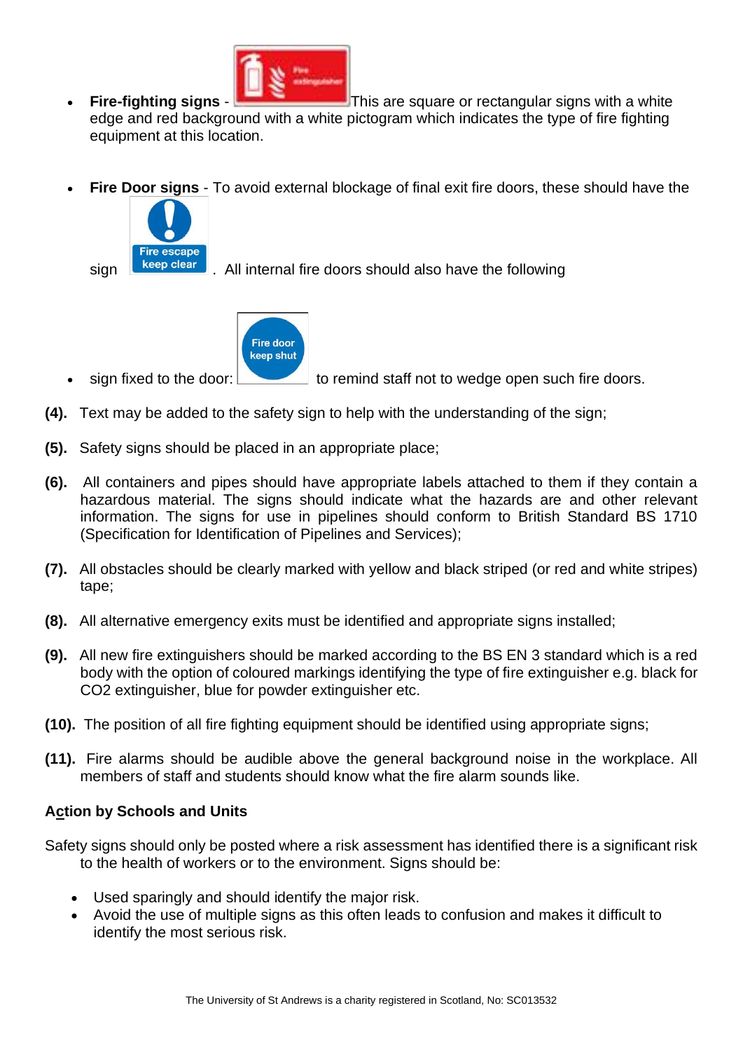- **Fire-fighting signs** - This are square or rectangular signs with a white edge and red background with a white pictogram which indicates the type of fire fighting equipment at this location.

- **Fire Door signs** - To avoid external blockage of final exit fire doors, these should have the sign . All internal fire doors should also have the following

- sign fixed to the door: to remind staff not to wedge open such fire doors.

**(4).** Text may be added to the safety sign to help with the understanding of the sign;

**(5).** Safety signs should be placed in an appropriate place;

**(6).** All containers and pipes should have appropriate labels attached to them if they contain a hazardous material. The signs should indicate what the hazards are and other relevant information. The signs for use in pipelines should conform to British Standard BS 1710 (Specification for Identification of Pipelines and Services);

**(7).** All obstacles should be clearly marked with yellow and black striped (or red and white stripes) tape;

**(8).** All alternative emergency exits must be identified and appropriate signs installed;

**(9).** All new fire extinguishers should be marked according to the BS EN 3 standard which is a red body with the option of coloured markings identifying the type of fire extinguisher e.g. black for $CO_2$ extinguisher, blue for powder extinguisher etc.

**(10).** The position of all fire fighting equipment should be identified using appropriate signs;

**(11).** Fire alarms should be audible above the general background noise in the workplace. All members of staff and students should know what the fire alarm sounds like.

**Action by Schools and Units**

Safety signs should only be posted where a risk assessment has identified there is a significant risk to the health of workers or to the environment. Signs should be:

- Used sparingly and should identify the major risk.
- Avoid the use of multiple signs as this often leads to confusion and makes it difficult to identify the most serious risk.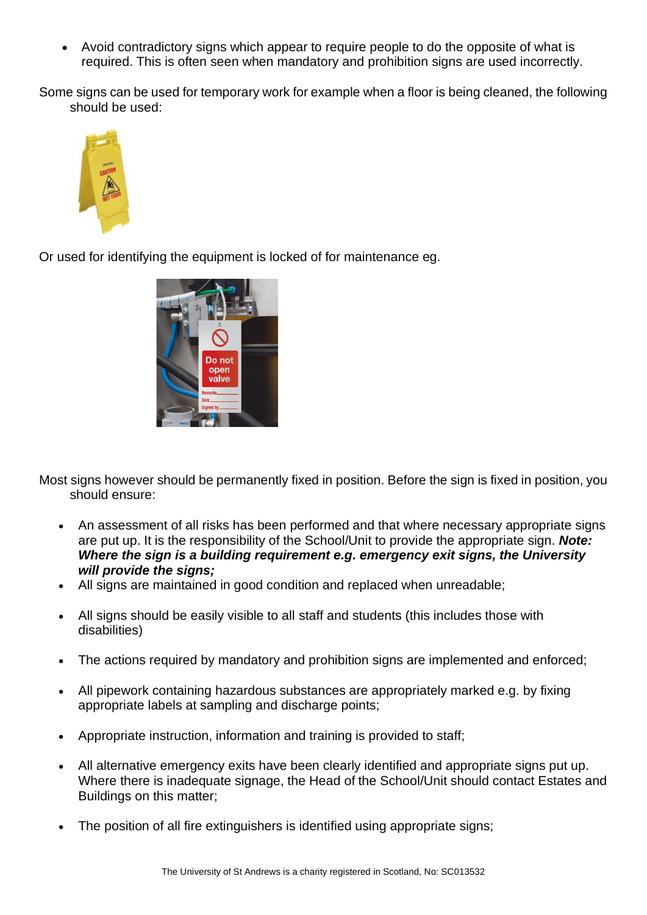- Avoid contradictory signs which appear to require people to do the opposite of what is required. This is often seen when mandatory and prohibition signs are used incorrectly.

Some signs can be used for temporary work for example when a floor is being cleaned, the following should be used:

Or used for identifying the equipment is locked of for maintenance eg.

Most signs however should be permanently fixed in position. Before the sign is fixed in position, you should ensure:

- An assessment of all risks has been performed and that where necessary appropriate signs are put up. It is the responsibility of the School/Unit to provide the appropriate sign. ***Note: Where the sign is a building requirement e.g. emergency exit signs, the University will provide the signs;***
- All signs are maintained in good condition and replaced when unreadable;
- All signs should be easily visible to all staff and students (this includes those with disabilities)
- The actions required by mandatory and prohibition signs are implemented and enforced;
- All pipework containing hazardous substances are appropriately marked e.g. by fixing appropriate labels at sampling and discharge points;
- Appropriate instruction, information and training is provided to staff;
- All alternative emergency exits have been clearly identified and appropriate signs put up. Where there is inadequate signage, the Head of the School/Unit should contact Estates and Buildings on this matter;
- The position of all fire extinguishers is identified using appropriate signs;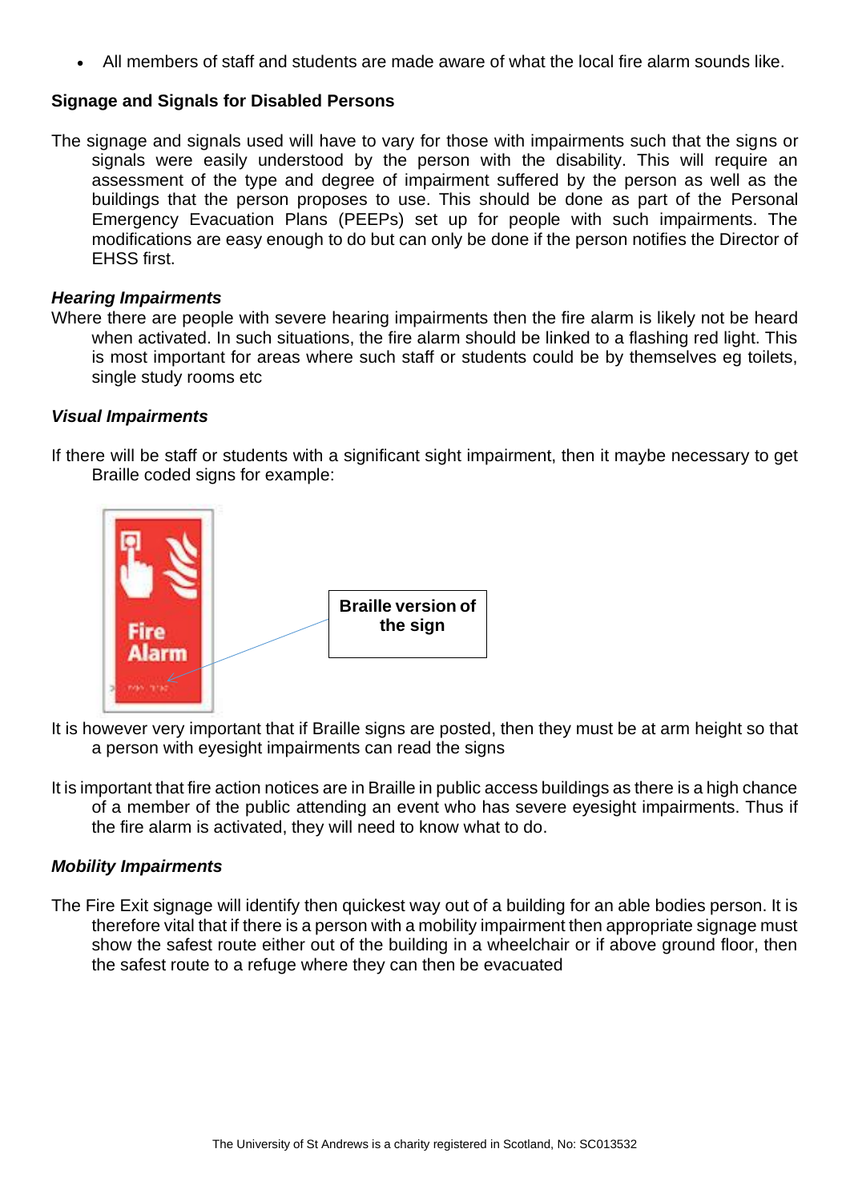- All members of staff and students are made aware of what the local fire alarm sounds like.

**Signage and Signals for Disabled Persons**

The signage and signals used will have to vary for those with impairments such that the signs or signals were easily understood by the person with the disability. This will require an assessment of the type and degree of impairment suffered by the person as well as the buildings that the person proposes to use. This should be done as part of the Personal Emergency Evacuation Plans (PEEPs) set up for people with such impairments. The modifications are easy enough to do but can only be done if the person notifies the Director of EHSS first.

***Hearing Impairments***

Where there are people with severe hearing impairments then the fire alarm is likely not be heard when activated. In such situations, the fire alarm should be linked to a flashing red light. This is most important for areas where such staff or students could be by themselves eg toilets, single study rooms etc

***Visual Impairments***

If there will be staff or students with a significant sight impairment, then it maybe necessary to get Braille coded signs for example:

Fire Alarm

**Braille version of the sign**

It is however very important that if Braille signs are posted, then they must be at arm height so that a person with eyesight impairments can read the signs

It is important that fire action notices are in Braille in public access buildings as there is a high chance of a member of the public attending an event who has severe eyesight impairments. Thus if the fire alarm is activated, they will need to know what to do.

***Mobility Impairments***

The Fire Exit signage will identify then quickest way out of a building for an able bodies person. It is therefore vital that if there is a person with a mobility impairment then appropriate signage must show the safest route either out of the building in a wheelchair or if above ground floor, then the safest route to a refuge where they can then be evacuated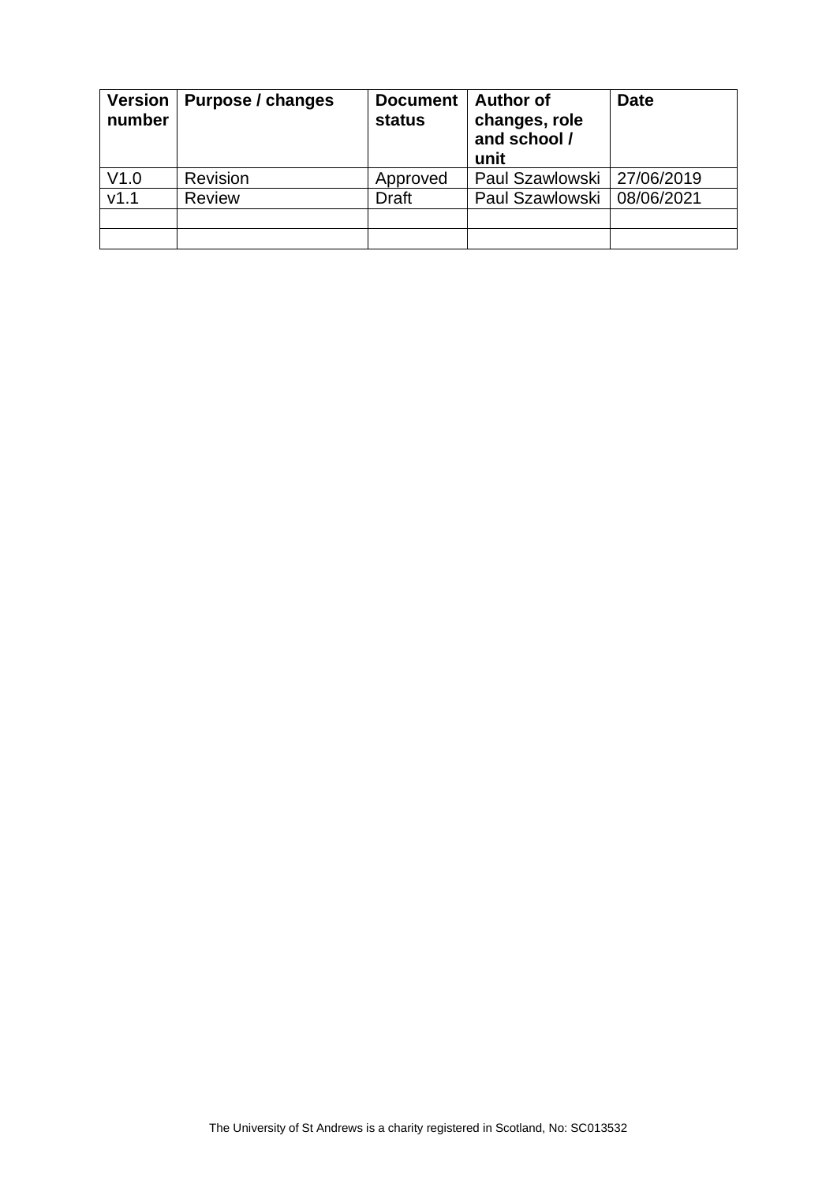| Version number | Purpose / changes | Document status | Author of changes, role and school / unit | Date |
|---|---|---|---|---|
| V1.0 | Revision | Approved | Paul Szawlowski | 27/06/2019 |
| v1.1 | Review | Draft | Paul Szawlowski | 08/06/2021 |
| | | | | |
| | | | | |

The University of St Andrews is a charity registered in Scotland, No: SC013532